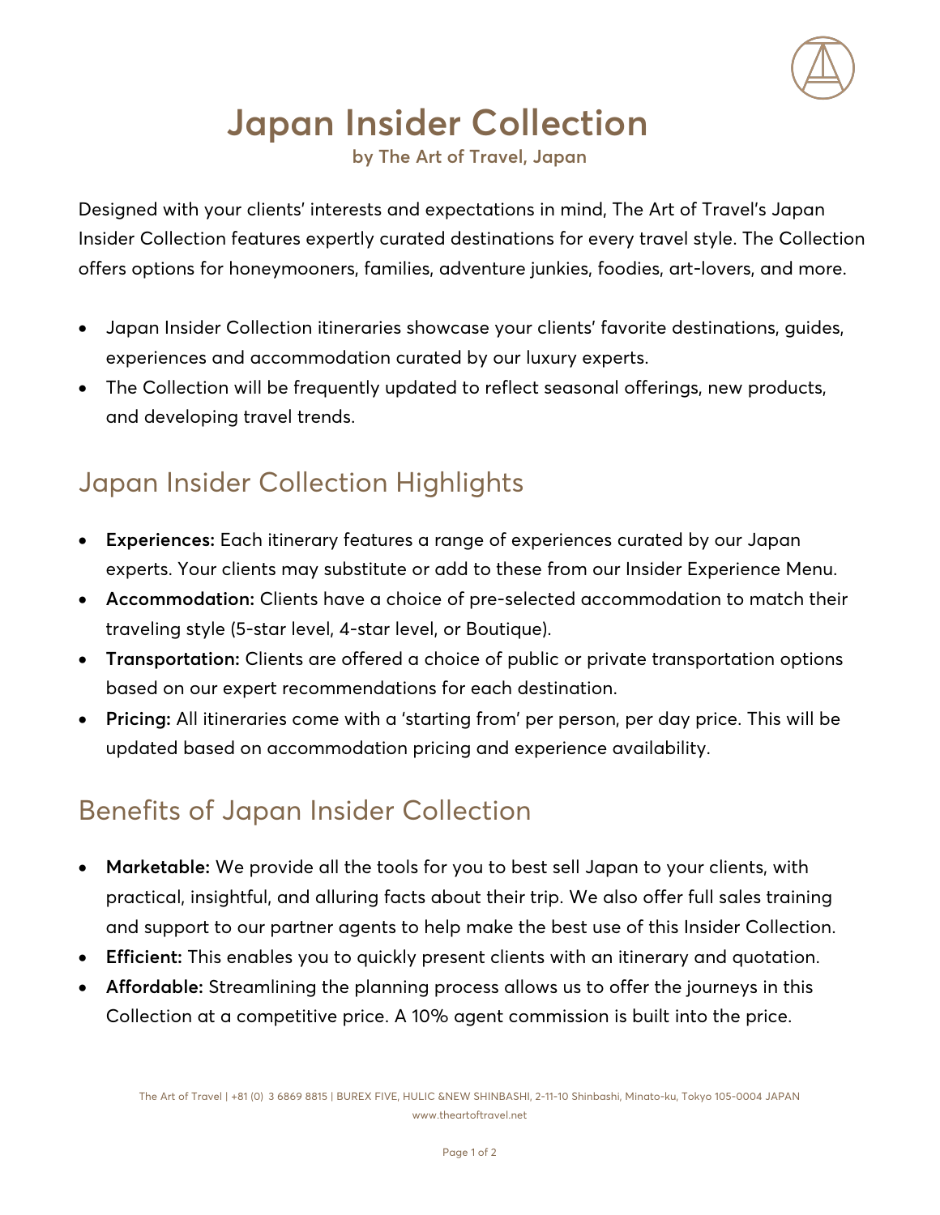# Japan Insider Collection

**by The Art of Travel, Japan**

Designed with your clients' interests and expectations in mind, The Art of Travel's Japan Insider Collection features expertly curated destinations for every travel style. The Collection offers options for honeymooners, families, adventure junkies, foodies, art-lovers, and more.

- Japan Insider Collection itineraries showcase your clients' favorite destinations, guides, experiences and accommodation curated by our luxury experts.
- The Collection will be frequently updated to reflect seasonal offerings, new products, and developing travel trends.

## Japan Insider Collection Highlights

- **Experiences:** Each itinerary features a range of experiences curated by our Japan experts. Your clients may substitute or add to these from our Insider Experience Menu.
- **Accommodation:** Clients have a choice of pre-selected accommodation to match their traveling style (5-star level, 4-star level, or Boutique).
- **Transportation:** Clients are offered a choice of public or private transportation options based on our expert recommendations for each destination.
- **Pricing:** All itineraries come with a 'starting from' per person, per day price. This will be updated based on accommodation pricing and experience availability.

## Benefits of Japan Insider Collection

- **Marketable:** We provide all the tools for you to best sell Japan to your clients, with practical, insightful, and alluring facts about their trip. We also offer full sales training and support to our partner agents to help make the best use of this Insider Collection.
- **Efficient:** This enables you to quickly present clients with an itinerary and quotation.
- **Affordable:** Streamlining the planning process allows us to offer the journeys in this Collection at a competitive price. A 10% agent commission is built into the price.

The Art of Travel | +81 (0) 3 6869 8815 | BUREX FIVE, HULIC &NEW SHINBASHI, 2-11-10 Shinbashi, Minato-ku, Tokyo 105-0004 JAPAN
www.theartoftravel.net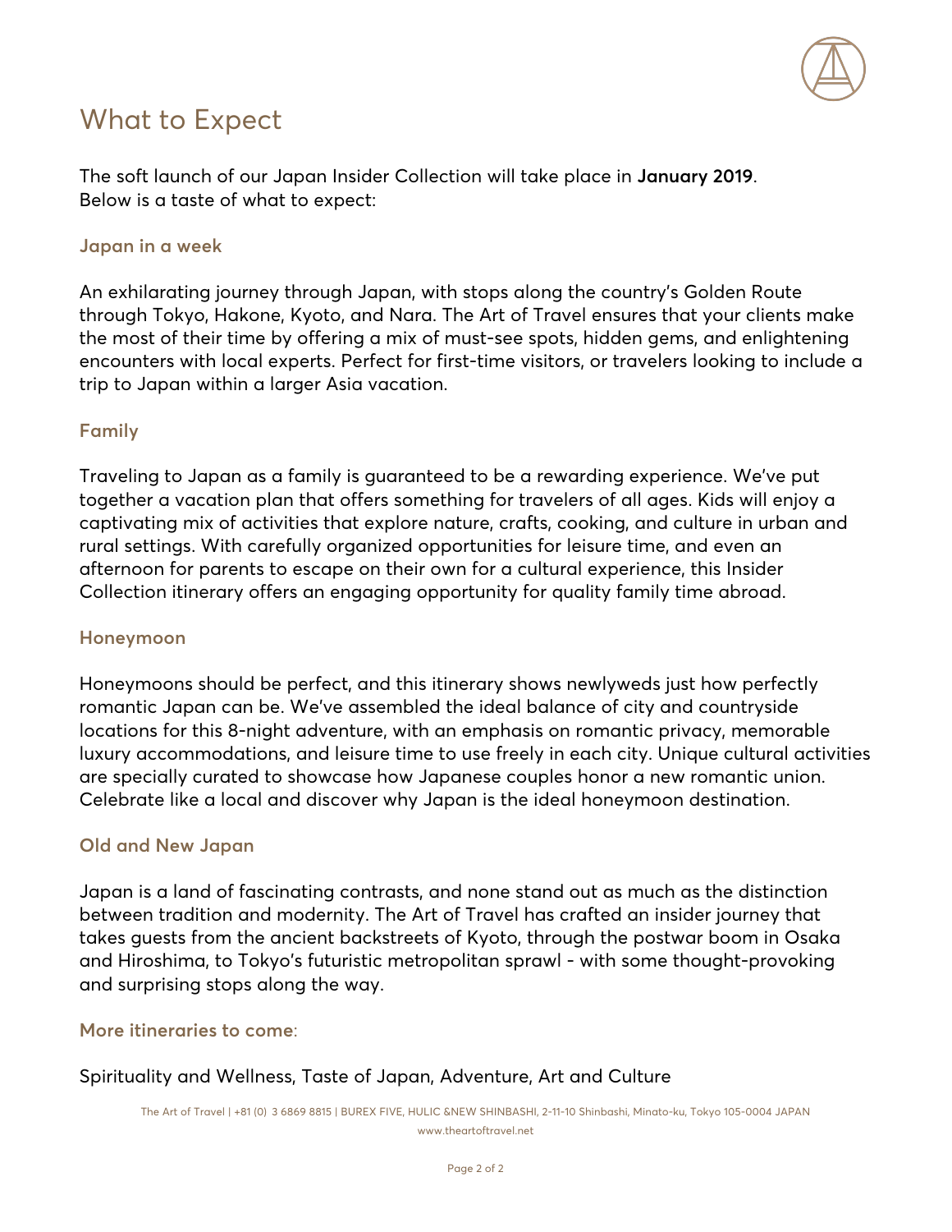# What to Expect

The soft launch of our Japan Insider Collection will take place in **January 2019**.
Below is a taste of what to expect:

### Japan in a week

An exhilarating journey through Japan, with stops along the country's Golden Route through Tokyo, Hakone, Kyoto, and Nara. The Art of Travel ensures that your clients make the most of their time by offering a mix of must-see spots, hidden gems, and enlightening encounters with local experts. Perfect for first-time visitors, or travelers looking to include a trip to Japan within a larger Asia vacation.

### Family

Traveling to Japan as a family is guaranteed to be a rewarding experience. We've put together a vacation plan that offers something for travelers of all ages. Kids will enjoy a captivating mix of activities that explore nature, crafts, cooking, and culture in urban and rural settings. With carefully organized opportunities for leisure time, and even an afternoon for parents to escape on their own for a cultural experience, this Insider Collection itinerary offers an engaging opportunity for quality family time abroad.

### Honeymoon

Honeymoons should be perfect, and this itinerary shows newlyweds just how perfectly romantic Japan can be. We've assembled the ideal balance of city and countryside locations for this 8-night adventure, with an emphasis on romantic privacy, memorable luxury accommodations, and leisure time to use freely in each city. Unique cultural activities are specially curated to showcase how Japanese couples honor a new romantic union. Celebrate like a local and discover why Japan is the ideal honeymoon destination.

### Old and New Japan

Japan is a land of fascinating contrasts, and none stand out as much as the distinction between tradition and modernity. The Art of Travel has crafted an insider journey that takes guests from the ancient backstreets of Kyoto, through the postwar boom in Osaka and Hiroshima, to Tokyo's futuristic metropolitan sprawl - with some thought-provoking and surprising stops along the way.

### More itineraries to come:

Spirituality and Wellness, Taste of Japan, Adventure, Art and Culture

The Art of Travel | +81 (0) 3 6869 8815 | BUREX FIVE, HULIC &NEW SHINBASHI, 2-11-10 Shinbashi, Minato-ku, Tokyo 105-0004 JAPAN
www.theartoftravel.net